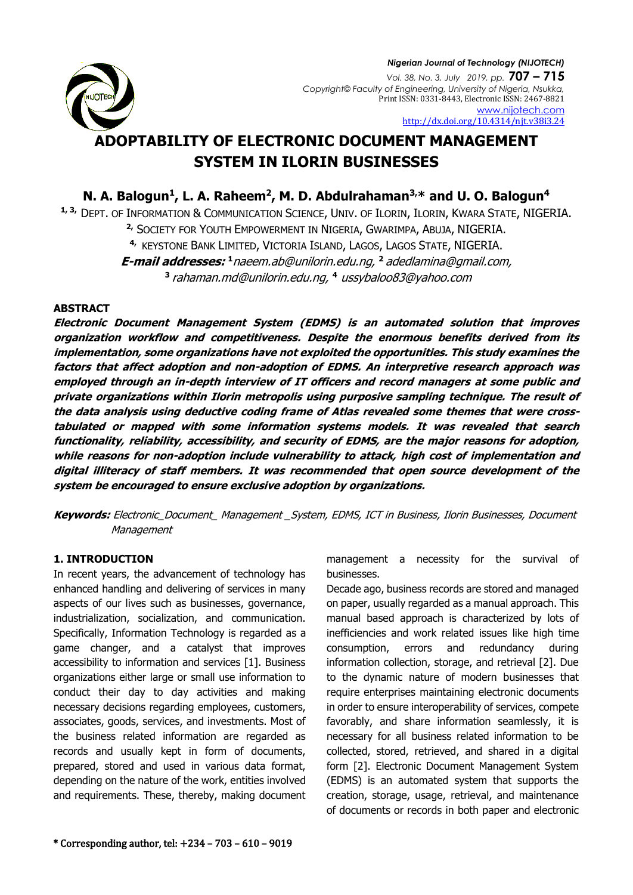# ADOPTABILITY OF ELECTRONIC DOCUMENT MANAGEMENT SYSTEM IN ILORIN BUSINESSES

**N. A. Balogun[1], L. A. Raheem[2], M. D. Abdulrahaman[3,]* and U. O. Balogun[4]**

[1, 3,] Dept. of Information & Communication Science, Univ. of Ilorin, Ilorin, Kwara State, NIGERIA.
[2,] Society for Youth Empowerment in Nigeria, Gwarimpa, Abuja, NIGERIA.
[4,] Keystone Bank Limited, Victoria Island, Lagos, Lagos State, NIGERIA.
***E-mail addresses:*** [1] *naeem.ab@unilorin.edu.ng,* [2] *adedlamina@gmail.com,* [3] *rahaman.md@unilorin.edu.ng,* [4] *ussybaloo83@yahoo.com*

### ABSTRACT

***Electronic Document Management System (EDMS) is an automated solution that improves organization workflow and competitiveness. Despite the enormous benefits derived from its implementation, some organizations have not exploited the opportunities. This study examines the factors that affect adoption and non-adoption of EDMS. An interpretive research approach was employed through an in-depth interview of IT officers and record managers at some public and private organizations within Ilorin metropolis using purposive sampling technique. The result of the data analysis using deductive coding frame of Atlas revealed some themes that were cross-tabulated or mapped with some information systems models. It was revealed that search functionality, reliability, accessibility, and security of EDMS, are the major reasons for adoption, while reasons for non-adoption include vulnerability to attack, high cost of implementation and digital illiteracy of staff members. It was recommended that open source development of the system be encouraged to ensure exclusive adoption by organizations.***

***Keywords:*** *Electronic_Document_ Management _System, EDMS, ICT in Business, Ilorin Businesses, Document Management*

### 1. INTRODUCTION

In recent years, the advancement of technology has enhanced handling and delivering of services in many aspects of our lives such as businesses, governance, industrialization, socialization, and communication. Specifically, Information Technology is regarded as a game changer, and a catalyst that improves accessibility to information and services [1]. Business organizations either large or small use information to conduct their day to day activities and making necessary decisions regarding employees, customers, associates, goods, services, and investments. Most of the business related information are regarded as records and usually kept in form of documents, prepared, stored and used in various data format, depending on the nature of the work, entities involved and requirements. These, thereby, making document management a necessity for the survival of businesses.

Decade ago, business records are stored and managed on paper, usually regarded as a manual approach. This manual based approach is characterized by lots of inefficiencies and work related issues like high time consumption, errors and redundancy during information collection, storage, and retrieval [2]. Due to the dynamic nature of modern businesses that require enterprises maintaining electronic documents in order to ensure interoperability of services, compete favorably, and share information seamlessly, it is necessary for all business related information to be collected, stored, retrieved, and shared in a digital form [2]. Electronic Document Management System (EDMS) is an automated system that supports the creation, storage, usage, retrieval, and maintenance of documents or records in both paper and electronic

\* Corresponding author, tel: +234 – 703 – 610 – 9019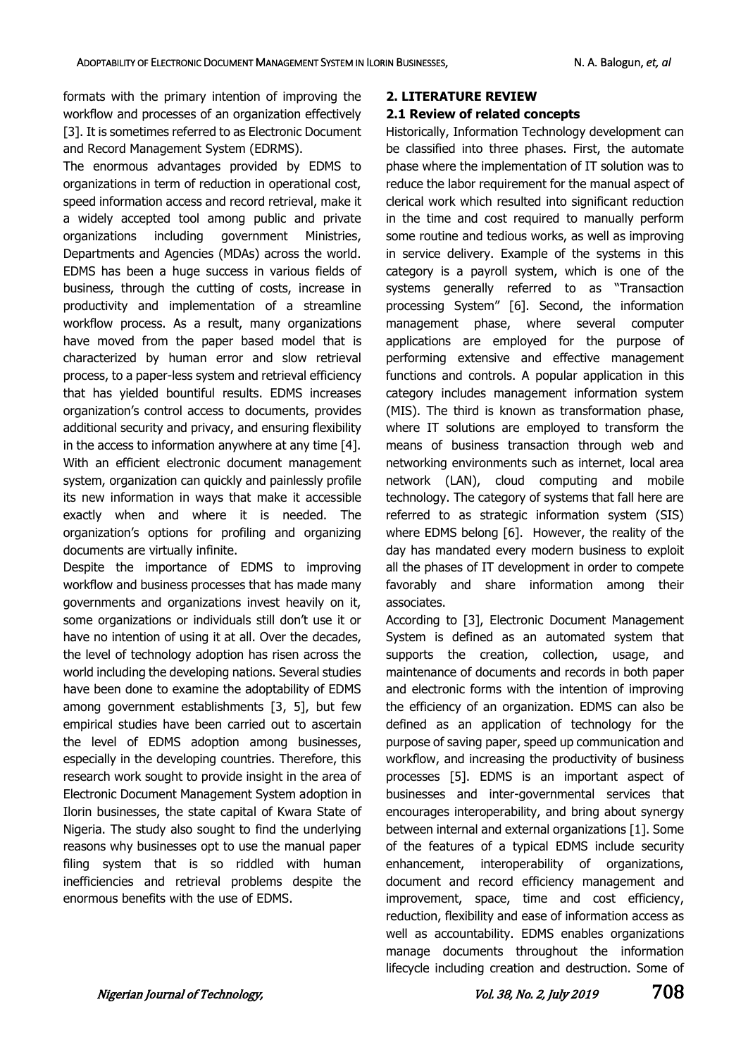formats with the primary intention of improving the workflow and processes of an organization effectively [3]. It is sometimes referred to as Electronic Document and Record Management System (EDRMS).

The enormous advantages provided by EDMS to organizations in term of reduction in operational cost, speed information access and record retrieval, make it a widely accepted tool among public and private organizations including government Ministries, Departments and Agencies (MDAs) across the world. EDMS has been a huge success in various fields of business, through the cutting of costs, increase in productivity and implementation of a streamline workflow process. As a result, many organizations have moved from the paper based model that is characterized by human error and slow retrieval process, to a paper-less system and retrieval efficiency that has yielded bountiful results. EDMS increases organization's control access to documents, provides additional security and privacy, and ensuring flexibility in the access to information anywhere at any time [4]. With an efficient electronic document management system, organization can quickly and painlessly profile its new information in ways that make it accessible exactly when and where it is needed. The organization's options for profiling and organizing documents are virtually infinite.

Despite the importance of EDMS to improving workflow and business processes that has made many governments and organizations invest heavily on it, some organizations or individuals still don't use it or have no intention of using it at all. Over the decades, the level of technology adoption has risen across the world including the developing nations. Several studies have been done to examine the adoptability of EDMS among government establishments [3, 5], but few empirical studies have been carried out to ascertain the level of EDMS adoption among businesses, especially in the developing countries. Therefore, this research work sought to provide insight in the area of Electronic Document Management System adoption in Ilorin businesses, the state capital of Kwara State of Nigeria. The study also sought to find the underlying reasons why businesses opt to use the manual paper filing system that is so riddled with human inefficiencies and retrieval problems despite the enormous benefits with the use of EDMS.

## 2. LITERATURE REVIEW

### 2.1 Review of related concepts

Historically, Information Technology development can be classified into three phases. First, the automate phase where the implementation of IT solution was to reduce the labor requirement for the manual aspect of clerical work which resulted into significant reduction in the time and cost required to manually perform some routine and tedious works, as well as improving in service delivery. Example of the systems in this category is a payroll system, which is one of the systems generally referred to as "Transaction processing System" [6]. Second, the information management phase, where several computer applications are employed for the purpose of performing extensive and effective management functions and controls. A popular application in this category includes management information system (MIS). The third is known as transformation phase, where IT solutions are employed to transform the means of business transaction through web and networking environments such as internet, local area network (LAN), cloud computing and mobile technology. The category of systems that fall here are referred to as strategic information system (SIS) where EDMS belong [6]. However, the reality of the day has mandated every modern business to exploit all the phases of IT development in order to compete favorably and share information among their associates.

According to [3], Electronic Document Management System is defined as an automated system that supports the creation, collection, usage, and maintenance of documents and records in both paper and electronic forms with the intention of improving the efficiency of an organization. EDMS can also be defined as an application of technology for the purpose of saving paper, speed up communication and workflow, and increasing the productivity of business processes [5]. EDMS is an important aspect of businesses and inter-governmental services that encourages interoperability, and bring about synergy between internal and external organizations [1]. Some of the features of a typical EDMS include security enhancement, interoperability of organizations, document and record efficiency management and improvement, space, time and cost efficiency, reduction, flexibility and ease of information access as well as accountability. EDMS enables organizations manage documents throughout the information lifecycle including creation and destruction. Some of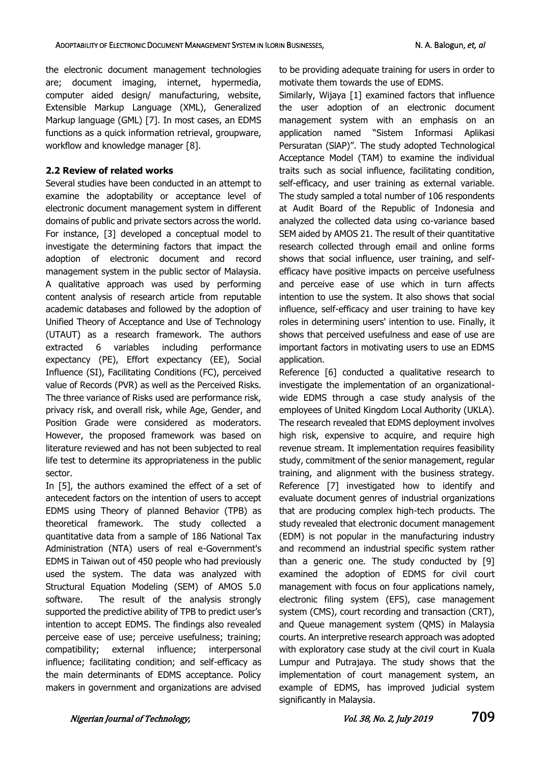the electronic document management technologies are; document imaging, internet, hypermedia, computer aided design/ manufacturing, website, Extensible Markup Language (XML), Generalized Markup language (GML) [7]. In most cases, an EDMS functions as a quick information retrieval, groupware, workflow and knowledge manager [8].

### 2.2 Review of related works

Several studies have been conducted in an attempt to examine the adoptability or acceptance level of electronic document management system in different domains of public and private sectors across the world. For instance, [3] developed a conceptual model to investigate the determining factors that impact the adoption of electronic document and record management system in the public sector of Malaysia. A qualitative approach was used by performing content analysis of research article from reputable academic databases and followed by the adoption of Unified Theory of Acceptance and Use of Technology (UTAUT) as a research framework. The authors extracted 6 variables including performance expectancy (PE), Effort expectancy (EE), Social Influence (SI), Facilitating Conditions (FC), perceived value of Records (PVR) as well as the Perceived Risks. The three variance of Risks used are performance risk, privacy risk, and overall risk, while Age, Gender, and Position Grade were considered as moderators. However, the proposed framework was based on literature reviewed and has not been subjected to real life test to determine its appropriateness in the public sector.

In [5], the authors examined the effect of a set of antecedent factors on the intention of users to accept EDMS using Theory of planned Behavior (TPB) as theoretical framework. The study collected a quantitative data from a sample of 186 National Tax Administration (NTA) users of real e-Government's EDMS in Taiwan out of 450 people who had previously used the system. The data was analyzed with Structural Equation Modeling (SEM) of AMOS 5.0 software. The result of the analysis strongly supported the predictive ability of TPB to predict user's intention to accept EDMS. The findings also revealed perceive ease of use; perceive usefulness; training; compatibility; external influence; interpersonal influence; facilitating condition; and self-efficacy as the main determinants of EDMS acceptance. Policy makers in government and organizations are advised to be providing adequate training for users in order to motivate them towards the use of EDMS.

Similarly, Wijaya [1] examined factors that influence the user adoption of an electronic document management system with an emphasis on an application named "Sistem Informasi Aplikasi Persuratan (SIAP)". The study adopted Technological Acceptance Model (TAM) to examine the individual traits such as social influence, facilitating condition, self-efficacy, and user training as external variable. The study sampled a total number of 106 respondents at Audit Board of the Republic of Indonesia and analyzed the collected data using co-variance based SEM aided by AMOS 21. The result of their quantitative research collected through email and online forms shows that social influence, user training, and self-efficacy have positive impacts on perceive usefulness and perceive ease of use which in turn affects intention to use the system. It also shows that social influence, self-efficacy and user training to have key roles in determining users' intention to use. Finally, it shows that perceived usefulness and ease of use are important factors in motivating users to use an EDMS application.

Reference [6] conducted a qualitative research to investigate the implementation of an organizational-wide EDMS through a case study analysis of the employees of United Kingdom Local Authority (UKLA). The research revealed that EDMS deployment involves high risk, expensive to acquire, and require high revenue stream. It implementation requires feasibility study, commitment of the senior management, regular training, and alignment with the business strategy. Reference [7] investigated how to identify and evaluate document genres of industrial organizations that are producing complex high-tech products. The study revealed that electronic document management (EDM) is not popular in the manufacturing industry and recommend an industrial specific system rather than a generic one. The study conducted by [9] examined the adoption of EDMS for civil court management with focus on four applications namely, electronic filing system (EFS), case management system (CMS), court recording and transaction (CRT), and Queue management system (QMS) in Malaysia courts. An interpretive research approach was adopted with exploratory case study at the civil court in Kuala Lumpur and Putrajaya. The study shows that the implementation of court management system, an example of EDMS, has improved judicial system significantly in Malaysia.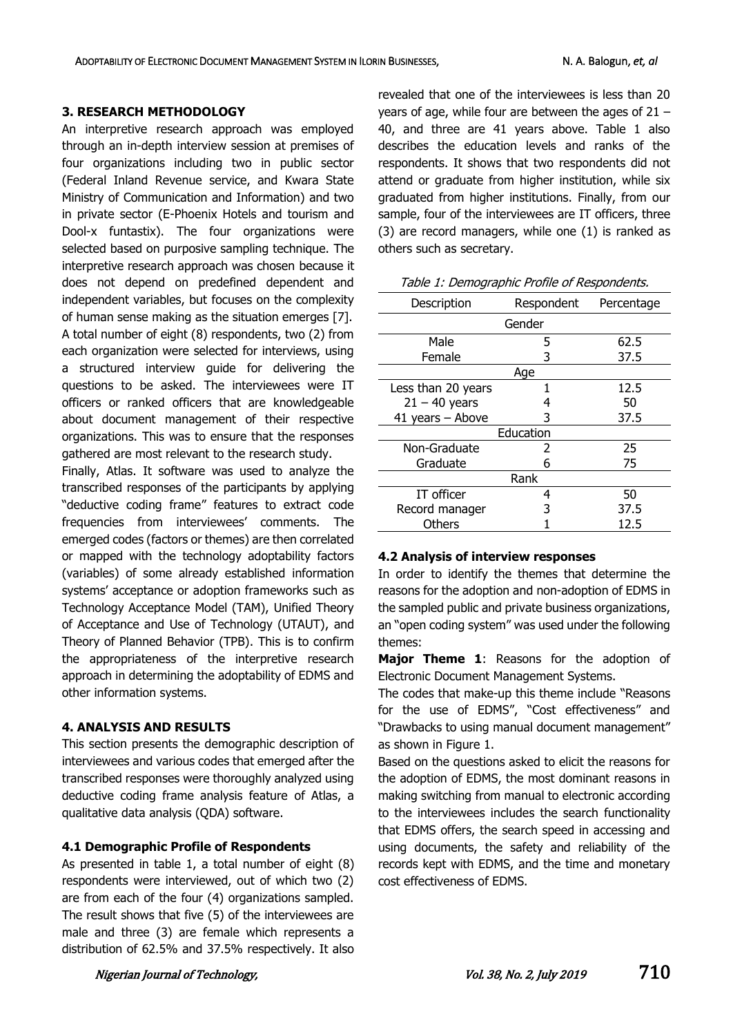## 3. RESEARCH METHODOLOGY

An interpretive research approach was employed through an in-depth interview session at premises of four organizations including two in public sector (Federal Inland Revenue service, and Kwara State Ministry of Communication and Information) and two in private sector (E-Phoenix Hotels and tourism and Dool-x funtastix). The four organizations were selected based on purposive sampling technique. The interpretive research approach was chosen because it does not depend on predefined dependent and independent variables, but focuses on the complexity of human sense making as the situation emerges [7]. A total number of eight (8) respondents, two (2) from each organization were selected for interviews, using a structured interview guide for delivering the questions to be asked. The interviewees were IT officers or ranked officers that are knowledgeable about document management of their respective organizations. This was to ensure that the responses gathered are most relevant to the research study.

Finally, Atlas. It software was used to analyze the transcribed responses of the participants by applying "deductive coding frame" features to extract code frequencies from interviewees' comments. The emerged codes (factors or themes) are then correlated or mapped with the technology adoptability factors (variables) of some already established information systems' acceptance or adoption frameworks such as Technology Acceptance Model (TAM), Unified Theory of Acceptance and Use of Technology (UTAUT), and Theory of Planned Behavior (TPB). This is to confirm the appropriateness of the interpretive research approach in determining the adoptability of EDMS and other information systems.

## 4. ANALYSIS AND RESULTS

This section presents the demographic description of interviewees and various codes that emerged after the transcribed responses were thoroughly analyzed using deductive coding frame analysis feature of Atlas, a qualitative data analysis (QDA) software.

### 4.1 Demographic Profile of Respondents

As presented in table 1, a total number of eight (8) respondents were interviewed, out of which two (2) are from each of the four (4) organizations sampled. The result shows that five (5) of the interviewees are male and three (3) are female which represents a distribution of 62.5% and 37.5% respectively. It also revealed that one of the interviewees is less than 20 years of age, while four are between the ages of 21 – 40, and three are 41 years above. Table 1 also describes the education levels and ranks of the respondents. It shows that two respondents did not attend or graduate from higher institution, while six graduated from higher institutions. Finally, from our sample, four of the interviewees are IT officers, three (3) are record managers, while one (1) is ranked as others such as secretary.

*Table 1: Demographic Profile of Respondents.*

| Description | Respondent | Percentage |
|---|---|---|
| | Gender | |
| Male | 5 | 62.5 |
| Female | 3 | 37.5 |
| | Age | |
| Less than 20 years | 1 | 12.5 |
| 21 – 40 years | 4 | 50 |
| 41 years – Above | 3 | 37.5 |
| | Education | |
| Non-Graduate | 2 | 25 |
| Graduate | 6 | 75 |
| | Rank | |
| IT officer | 4 | 50 |
| Record manager | 3 | 37.5 |
| Others | 1 | 12.5 |

### 4.2 Analysis of interview responses

In order to identify the themes that determine the reasons for the adoption and non-adoption of EDMS in the sampled public and private business organizations, an "open coding system" was used under the following themes:

**Major Theme 1**: Reasons for the adoption of Electronic Document Management Systems.

The codes that make-up this theme include "Reasons for the use of EDMS", "Cost effectiveness" and "Drawbacks to using manual document management" as shown in Figure 1.

Based on the questions asked to elicit the reasons for the adoption of EDMS, the most dominant reasons in making switching from manual to electronic according to the interviewees includes the search functionality that EDMS offers, the search speed in accessing and using documents, the safety and reliability of the records kept with EDMS, and the time and monetary cost effectiveness of EDMS.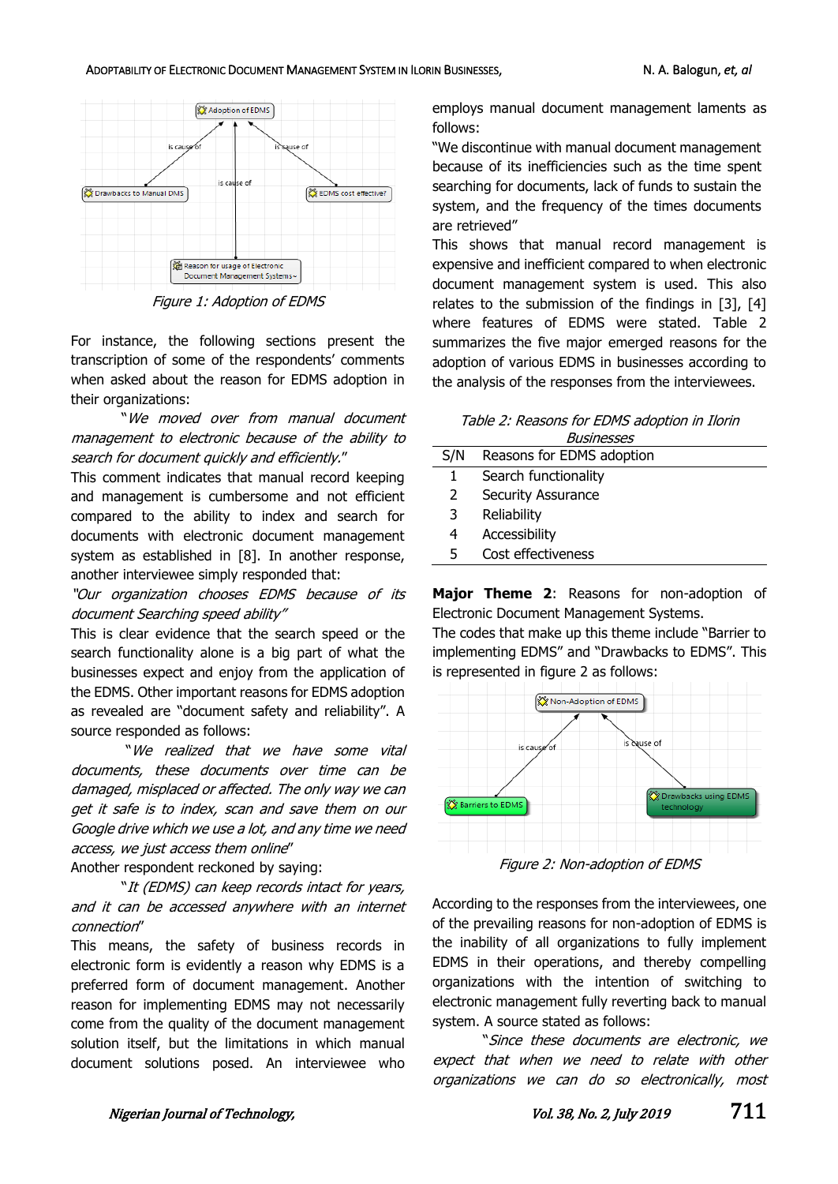Adoption of EDMS

is cause of

is cause of

is cause of

Drawbacks to Manual DMS

EDMS cost effective?

Reason for usage of Electronic Document Management Systems

*Figure 1: Adoption of EDMS*

For instance, the following sections present the transcription of some of the respondents' comments when asked about the reason for EDMS adoption in their organizations:

*"We moved over from manual document management to electronic because of the ability to search for document quickly and efficiently."*

This comment indicates that manual record keeping and management is cumbersome and not efficient compared to the ability to index and search for documents with electronic document management system as established in [8]. In another response, another interviewee simply responded that:

*"Our organization chooses EDMS because of its document Searching speed ability"*

This is clear evidence that the search speed or the search functionality alone is a big part of what the businesses expect and enjoy from the application of the EDMS. Other important reasons for EDMS adoption as revealed are "document safety and reliability". A source responded as follows:

*"We realized that we have some vital documents, these documents over time can be damaged, misplaced or affected. The only way we can get it safe is to index, scan and save them on our Google drive which we use a lot, and any time we need access, we just access them online"*

Another respondent reckoned by saying:

*"It (EDMS) can keep records intact for years, and it can be accessed anywhere with an internet connection"*

This means, the safety of business records in electronic form is evidently a reason why EDMS is a preferred form of document management. Another reason for implementing EDMS may not necessarily come from the quality of the document management solution itself, but the limitations in which manual document solutions posed. An interviewee who employs manual document management laments as follows:

"We discontinue with manual document management because of its inefficiencies such as the time spent searching for documents, lack of funds to sustain the system, and the frequency of the times documents are retrieved"

This shows that manual record management is expensive and inefficient compared to when electronic document management system is used. This also relates to the submission of the findings in [3], [4] where features of EDMS were stated. Table 2 summarizes the five major emerged reasons for the adoption of various EDMS in businesses according to the analysis of the responses from the interviewees.

*Table 2: Reasons for EDMS adoption in Ilorin Businesses*

| S/N | Reasons for EDMS adoption |
|---|---|
| 1 | Search functionality |
| 2 | Security Assurance |
| 3 | Reliability |
| 4 | Accessibility |
| 5 | Cost effectiveness |

**Major Theme 2**: Reasons for non-adoption of Electronic Document Management Systems.

The codes that make up this theme include "Barrier to implementing EDMS" and "Drawbacks to EDMS". This is represented in figure 2 as follows:

Non-Adoption of EDMS

is cause of

is cause of

Barriers to EDMS

Drawbacks using EDMS technology

*Figure 2: Non-adoption of EDMS*

According to the responses from the interviewees, one of the prevailing reasons for non-adoption of EDMS is the inability of all organizations to fully implement EDMS in their operations, and thereby compelling organizations with the intention of switching to electronic management fully reverting back to manual system. A source stated as follows:

*"Since these documents are electronic, we expect that when we need to relate with other organizations we can do so electronically, most*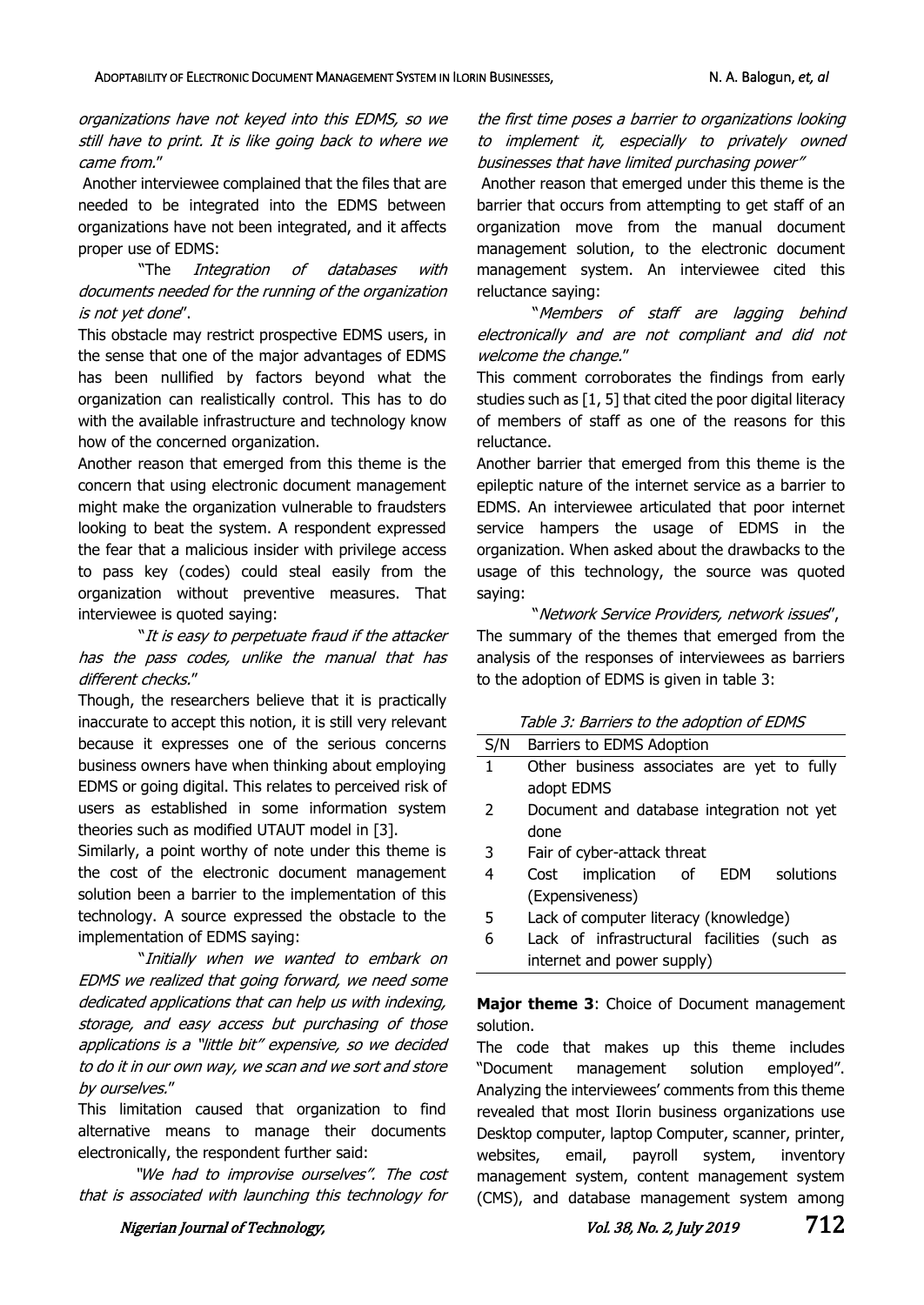*organizations have not keyed into this EDMS, so we still have to print. It is like going back to where we came from.*"

Another interviewee complained that the files that are needed to be integrated into the EDMS between organizations have not been integrated, and it affects proper use of EDMS:

"The *Integration of databases with documents needed for the running of the organization is not yet done*".

This obstacle may restrict prospective EDMS users, in the sense that one of the major advantages of EDMS has been nullified by factors beyond what the organization can realistically control. This has to do with the available infrastructure and technology know how of the concerned organization.

Another reason that emerged from this theme is the concern that using electronic document management might make the organization vulnerable to fraudsters looking to beat the system. A respondent expressed the fear that a malicious insider with privilege access to pass key (codes) could steal easily from the organization without preventive measures. That interviewee is quoted saying:

"*It is easy to perpetuate fraud if the attacker has the pass codes, unlike the manual that has different checks.*"

Though, the researchers believe that it is practically inaccurate to accept this notion, it is still very relevant because it expresses one of the serious concerns business owners have when thinking about employing EDMS or going digital. This relates to perceived risk of users as established in some information system theories such as modified UTAUT model in [3].

Similarly, a point worthy of note under this theme is the cost of the electronic document management solution been a barrier to the implementation of this technology. A source expressed the obstacle to the implementation of EDMS saying:

"*Initially when we wanted to embark on EDMS we realized that going forward, we need some dedicated applications that can help us with indexing, storage, and easy access but purchasing of those applications is a "little bit" expensive, so we decided to do it in our own way, we scan and we sort and store by ourselves.*"

This limitation caused that organization to find alternative means to manage their documents electronically, the respondent further said:

*"We had to improvise ourselves". The cost that is associated with launching this technology for the first time poses a barrier to organizations looking to implement it, especially to privately owned businesses that have limited purchasing power"*

Another reason that emerged under this theme is the barrier that occurs from attempting to get staff of an organization move from the manual document management solution, to the electronic document management system. An interviewee cited this reluctance saying:

"*Members of staff are lagging behind electronically and are not compliant and did not welcome the change.*"

This comment corroborates the findings from early studies such as [1, 5] that cited the poor digital literacy of members of staff as one of the reasons for this reluctance.

Another barrier that emerged from this theme is the epileptic nature of the internet service as a barrier to EDMS. An interviewee articulated that poor internet service hampers the usage of EDMS in the organization. When asked about the drawbacks to the usage of this technology, the source was quoted saying:

"*Network Service Providers, network issues*",

The summary of the themes that emerged from the analysis of the responses of interviewees as barriers to the adoption of EDMS is given in table 3:

*Table 3: Barriers to the adoption of EDMS*

| S/N | Barriers to EDMS Adoption |
|---|---|
| 1 | Other business associates are yet to fully adopt EDMS |
| 2 | Document and database integration not yet done |
| 3 | Fair of cyber-attack threat |
| 4 | Cost implication of EDM solutions (Expensiveness) |
| 5 | Lack of computer literacy (knowledge) |
| 6 | Lack of infrastructural facilities (such as internet and power supply) |

**Major theme 3**: Choice of Document management solution.

The code that makes up this theme includes "Document management solution employed". Analyzing the interviewees' comments from this theme revealed that most Ilorin business organizations use Desktop computer, laptop Computer, scanner, printer, websites, email, payroll system, inventory management system, content management system (CMS), and database management system among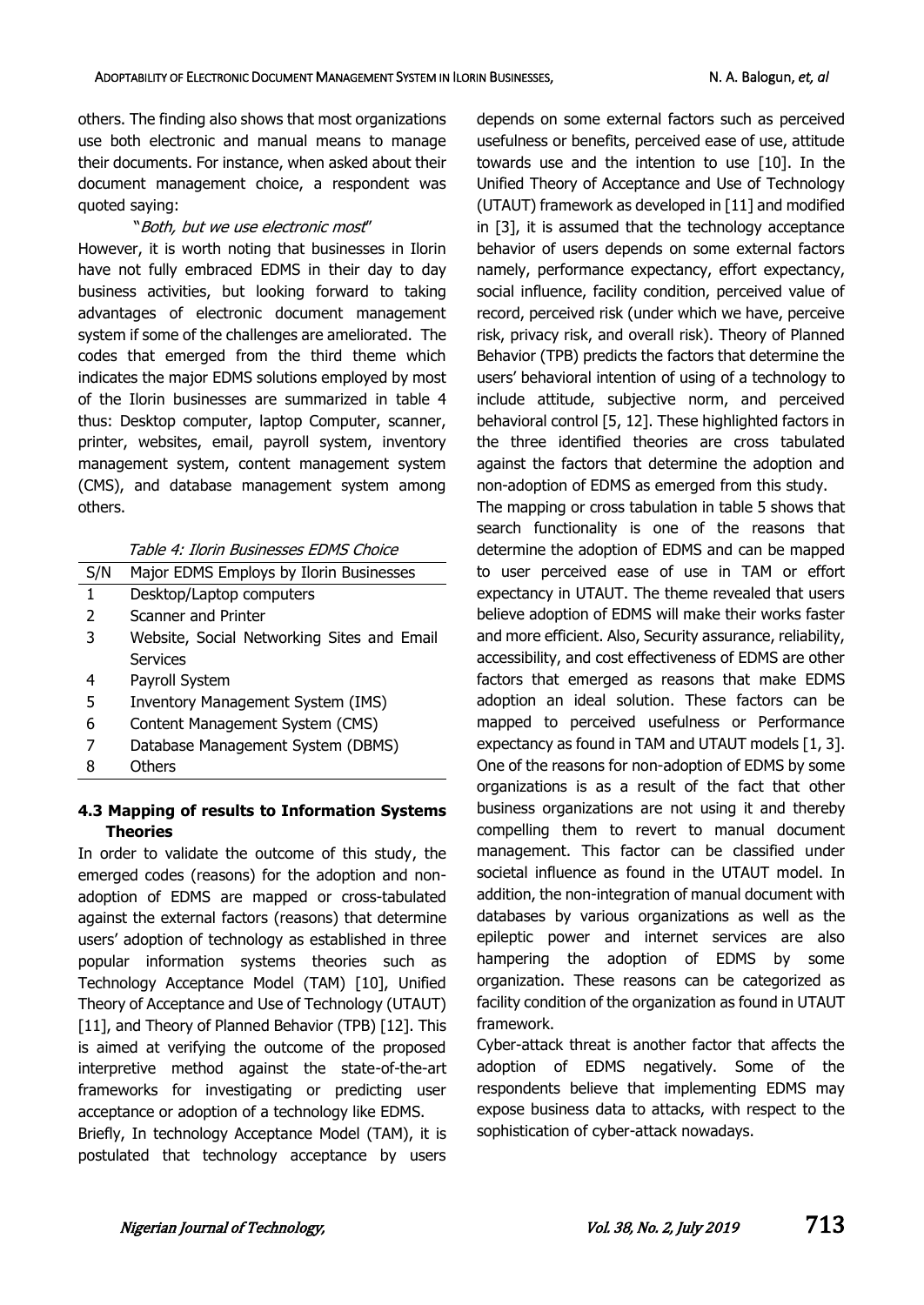others. The finding also shows that most organizations use both electronic and manual means to manage their documents. For instance, when asked about their document management choice, a respondent was quoted saying:

"*Both, but we use electronic most*"

However, it is worth noting that businesses in Ilorin have not fully embraced EDMS in their day to day business activities, but looking forward to taking advantages of electronic document management system if some of the challenges are ameliorated. The codes that emerged from the third theme which indicates the major EDMS solutions employed by most of the Ilorin businesses are summarized in table 4 thus: Desktop computer, laptop Computer, scanner, printer, websites, email, payroll system, inventory management system, content management system (CMS), and database management system among others.

*Table 4: Ilorin Businesses EDMS Choice*

| S/N | Major EDMS Employs by Ilorin Businesses |
|---|---|
| 1 | Desktop/Laptop computers |
| 2 | Scanner and Printer |
| 3 | Website, Social Networking Sites and Email Services |
| 4 | Payroll System |
| 5 | Inventory Management System (IMS) |
| 6 | Content Management System (CMS) |
| 7 | Database Management System (DBMS) |
| 8 | Others |

### 4.3 Mapping of results to Information Systems Theories

In order to validate the outcome of this study, the emerged codes (reasons) for the adoption and non-adoption of EDMS are mapped or cross-tabulated against the external factors (reasons) that determine users' adoption of technology as established in three popular information systems theories such as Technology Acceptance Model (TAM) [10], Unified Theory of Acceptance and Use of Technology (UTAUT) [11], and Theory of Planned Behavior (TPB) [12]. This is aimed at verifying the outcome of the proposed interpretive method against the state-of-the-art frameworks for investigating or predicting user acceptance or adoption of a technology like EDMS.

Briefly, In technology Acceptance Model (TAM), it is postulated that technology acceptance by users depends on some external factors such as perceived usefulness or benefits, perceived ease of use, attitude towards use and the intention to use [10]. In the Unified Theory of Acceptance and Use of Technology (UTAUT) framework as developed in [11] and modified in [3], it is assumed that the technology acceptance behavior of users depends on some external factors namely, performance expectancy, effort expectancy, social influence, facility condition, perceived value of record, perceived risk (under which we have, perceive risk, privacy risk, and overall risk). Theory of Planned Behavior (TPB) predicts the factors that determine the users' behavioral intention of using of a technology to include attitude, subjective norm, and perceived behavioral control [5, 12]. These highlighted factors in the three identified theories are cross tabulated against the factors that determine the adoption and non-adoption of EDMS as emerged from this study.

The mapping or cross tabulation in table 5 shows that search functionality is one of the reasons that determine the adoption of EDMS and can be mapped to user perceived ease of use in TAM or effort expectancy in UTAUT. The theme revealed that users believe adoption of EDMS will make their works faster and more efficient. Also, Security assurance, reliability, accessibility, and cost effectiveness of EDMS are other factors that emerged as reasons that make EDMS adoption an ideal solution. These factors can be mapped to perceived usefulness or Performance expectancy as found in TAM and UTAUT models [1, 3]. One of the reasons for non-adoption of EDMS by some organizations is as a result of the fact that other business organizations are not using it and thereby compelling them to revert to manual document management. This factor can be classified under societal influence as found in the UTAUT model. In addition, the non-integration of manual document with databases by various organizations as well as the epileptic power and internet services are also hampering the adoption of EDMS by some organization. These reasons can be categorized as facility condition of the organization as found in UTAUT framework.

Cyber-attack threat is another factor that affects the adoption of EDMS negatively. Some of the respondents believe that implementing EDMS may expose business data to attacks, with respect to the sophistication of cyber-attack nowadays.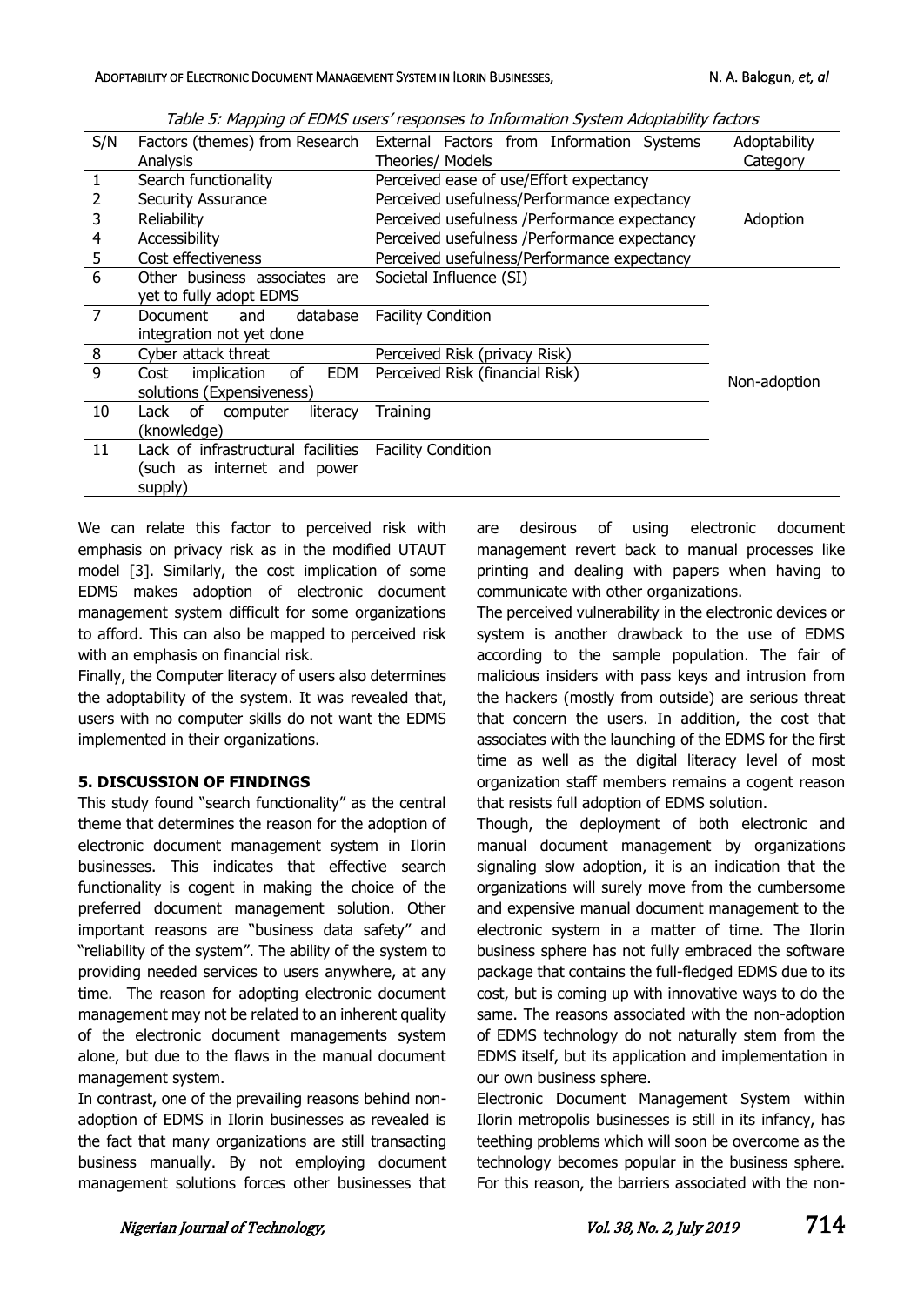Table 5: Mapping of EDMS users' responses to Information System Adoptability factors

| S/N | Factors (themes) from Research Analysis | External Factors from Information Systems Theories/ Models | Adoptability Category |
|---|---|---|---|
| 1 | Search functionality | Perceived ease of use/Effort expectancy | Adoption |
| 2 | Security Assurance | Perceived usefulness/Performance expectancy | |
| 3 | Reliability | Perceived usefulness /Performance expectancy | |
| 4 | Accessibility | Perceived usefulness /Performance expectancy | |
| 5 | Cost effectiveness | Perceived usefulness/Performance expectancy | |
| 6 | Other business associates are yet to fully adopt EDMS | Societal Influence (SI) | Non-adoption |
| 7 | Document and database integration not yet done | Facility Condition | |
| 8 | Cyber attack threat | Perceived Risk (privacy Risk) | |
| 9 | Cost implication of EDM solutions (Expensiveness) | Perceived Risk (financial Risk) | |
| 10 | Lack of computer literacy (knowledge) | Training | |
| 11 | Lack of infrastructural facilities (such as internet and power supply) | Facility Condition | |

We can relate this factor to perceived risk with emphasis on privacy risk as in the modified UTAUT model [3]. Similarly, the cost implication of some EDMS makes adoption of electronic document management system difficult for some organizations to afford. This can also be mapped to perceived risk with an emphasis on financial risk.

Finally, the Computer literacy of users also determines the adoptability of the system. It was revealed that, users with no computer skills do not want the EDMS implemented in their organizations.

## 5. DISCUSSION OF FINDINGS

This study found "search functionality" as the central theme that determines the reason for the adoption of electronic document management system in Ilorin businesses. This indicates that effective search functionality is cogent in making the choice of the preferred document management solution. Other important reasons are "business data safety" and "reliability of the system". The ability of the system to providing needed services to users anywhere, at any time. The reason for adopting electronic document management may not be related to an inherent quality of the electronic document managements system alone, but due to the flaws in the manual document management system.

In contrast, one of the prevailing reasons behind non-adoption of EDMS in Ilorin businesses as revealed is the fact that many organizations are still transacting business manually. By not employing document management solutions forces other businesses that are desirous of using electronic document management revert back to manual processes like printing and dealing with papers when having to communicate with other organizations.

The perceived vulnerability in the electronic devices or system is another drawback to the use of EDMS according to the sample population. The fair of malicious insiders with pass keys and intrusion from the hackers (mostly from outside) are serious threat that concern the users. In addition, the cost that associates with the launching of the EDMS for the first time as well as the digital literacy level of most organization staff members remains a cogent reason that resists full adoption of EDMS solution.

Though, the deployment of both electronic and manual document management by organizations signaling slow adoption, it is an indication that the organizations will surely move from the cumbersome and expensive manual document management to the electronic system in a matter of time. The Ilorin business sphere has not fully embraced the software package that contains the full-fledged EDMS due to its cost, but is coming up with innovative ways to do the same. The reasons associated with the non-adoption of EDMS technology do not naturally stem from the EDMS itself, but its application and implementation in our own business sphere.

Electronic Document Management System within Ilorin metropolis businesses is still in its infancy, has teething problems which will soon be overcome as the technology becomes popular in the business sphere. For this reason, the barriers associated with the non-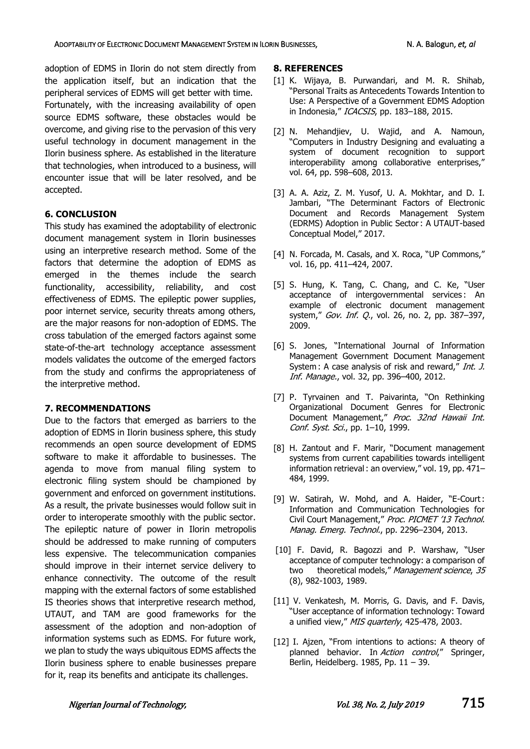adoption of EDMS in Ilorin do not stem directly from the application itself, but an indication that the peripheral services of EDMS will get better with time. Fortunately, with the increasing availability of open source EDMS software, these obstacles would be overcome, and giving rise to the pervasion of this very useful technology in document management in the Ilorin business sphere. As established in the literature that technologies, when introduced to a business, will encounter issue that will be later resolved, and be accepted.

## 6. CONCLUSION

This study has examined the adoptability of electronic document management system in Ilorin businesses using an interpretive research method. Some of the factors that determine the adoption of EDMS as emerged in the themes include the search functionality, accessibility, reliability, and cost effectiveness of EDMS. The epileptic power supplies, poor internet service, security threats among others, are the major reasons for non-adoption of EDMS. The cross tabulation of the emerged factors against some state-of-the-art technology acceptance assessment models validates the outcome of the emerged factors from the study and confirms the appropriateness of the interpretive method.

## 7. RECOMMENDATIONS

Due to the factors that emerged as barriers to the adoption of EDMS in Ilorin business sphere, this study recommends an open source development of EDMS software to make it affordable to businesses. The agenda to move from manual filing system to electronic filing system should be championed by government and enforced on government institutions. As a result, the private businesses would follow suit in order to interoperate smoothly with the public sector. The epileptic nature of power in Ilorin metropolis should be addressed to make running of computers less expensive. The telecommunication companies should improve in their internet service delivery to enhance connectivity. The outcome of the result mapping with the external factors of some established IS theories shows that interpretive research method, UTAUT, and TAM are good frameworks for the assessment of the adoption and non-adoption of information systems such as EDMS. For future work, we plan to study the ways ubiquitous EDMS affects the Ilorin business sphere to enable businesses prepare for it, reap its benefits and anticipate its challenges.

## 8. REFERENCES

[1] K. Wijaya, B. Purwandari, and M. R. Shihab, "Personal Traits as Antecedents Towards Intention to Use: A Perspective of a Government EDMS Adoption in Indonesia," *ICACSIS*, pp. 183–188, 2015.

[2] N. Mehandjiev, U. Wajid, and A. Namoun, "Computers in Industry Designing and evaluating a system of document recognition to support interoperability among collaborative enterprises," vol. 64, pp. 598–608, 2013.

[3] A. A. Aziz, Z. M. Yusof, U. A. Mokhtar, and D. I. Jambari, "The Determinant Factors of Electronic Document and Records Management System (EDRMS) Adoption in Public Sector : A UTAUT-based Conceptual Model," 2017.

[4] N. Forcada, M. Casals, and X. Roca, "UP Commons," vol. 16, pp. 411–424, 2007.

[5] S. Hung, K. Tang, C. Chang, and C. Ke, "User acceptance of intergovernmental services : An example of electronic document management system," *Gov. Inf. Q.*, vol. 26, no. 2, pp. 387–397, 2009.

[6] S. Jones, "International Journal of Information Management Government Document Management System : A case analysis of risk and reward," *Int. J. Inf. Manage.*, vol. 32, pp. 396–400, 2012.

[7] P. Tyrvainen and T. Paivarinta, "On Rethinking Organizational Document Genres for Electronic Document Management," *Proc. 32nd Hawaii Int. Conf. Syst. Sci.*, pp. 1–10, 1999.

[8] H. Zantout and F. Marir, "Document management systems from current capabilities towards intelligent information retrieval : an overview," vol. 19, pp. 471–484, 1999.

[9] W. Satirah, W. Mohd, and A. Haider, "E-Court : Information and Communication Technologies for Civil Court Management," *Proc. PICMET '13 Technol. Manag. Emerg. Technol.*, pp. 2296–2304, 2013.

[10] F. David, R. Bagozzi and P. Warshaw, "User acceptance of computer technology: a comparison of two theoretical models," *Management science*, *35* (8), 982-1003, 1989.

[11] V. Venkatesh, M. Morris, G. Davis, and F. Davis, "User acceptance of information technology: Toward a unified view," *MIS quarterly*, 425-478, 2003.

[12] I. Ajzen, "From intentions to actions: A theory of planned behavior. In *Action control*," Springer, Berlin, Heidelberg. 1985, Pp. 11 – 39.